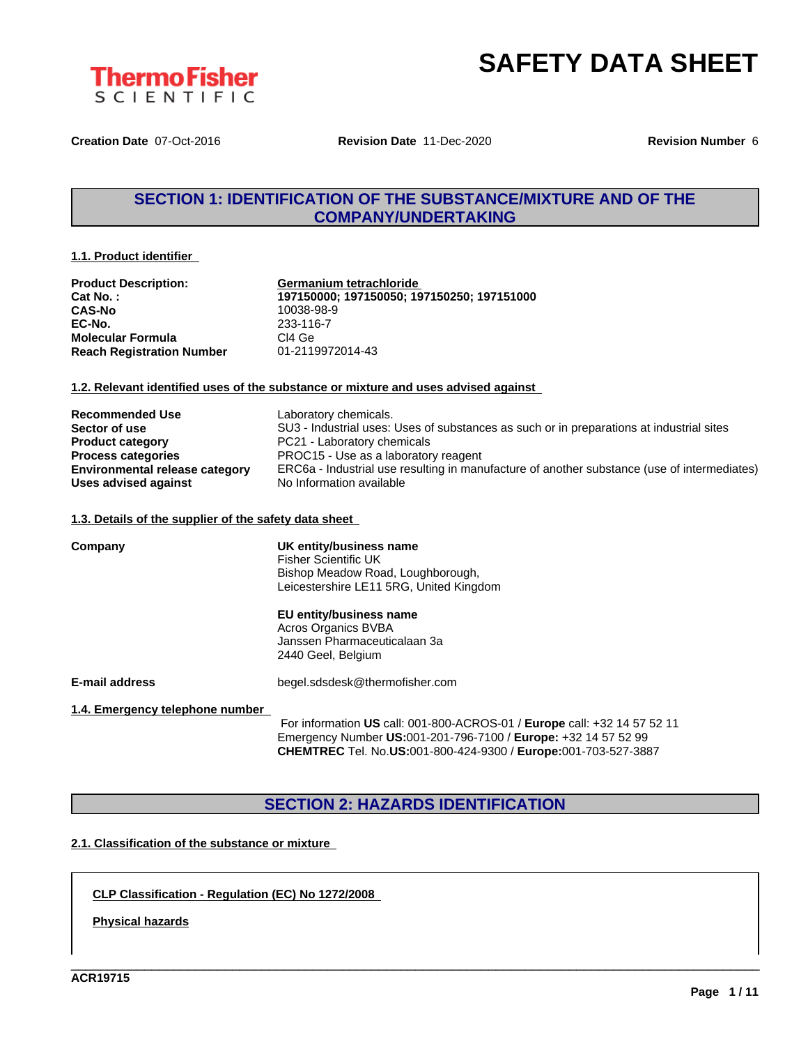# SAFETY DATA SHEET

**Creation Date** 07-Oct-2016 **Revision Date** 11-Dec-2020 **Revision Number** 6

## SECTION 1: IDENTIFICATION OF THE SUBSTANCE/MIXTURE AND OF THE COMPANY/UNDERTAKING

### 1.1. Product identifier

| | |
|---|---|
| **Product Description:** | **Germanium tetrachloride** |
| **Cat No. :** | **197150000; 197150050; 197150250; 197151000** |
| **CAS-No** | 10038-98-9 |
| **EC-No.** | 233-116-7 |
| **Molecular Formula** | Cl4 Ge |
| **Reach Registration Number** | 01-2119972014-43 |

### 1.2. Relevant identified uses of the substance or mixture and uses advised against

| | |
|---|---|
| **Recommended Use** | Laboratory chemicals. |
| **Sector of use** | SU3 - Industrial uses: Uses of substances as such or in preparations at industrial sites |
| **Product category** | PC21 - Laboratory chemicals |
| **Process categories** | PROC15 - Use as a laboratory reagent |
| **Environmental release category** | ERC6a - Industrial use resulting in manufacture of another substance (use of intermediates) |
| **Uses advised against** | No Information available |

### 1.3. Details of the supplier of the safety data sheet

**Company**

**UK entity/business name**
Fisher Scientific UK
Bishop Meadow Road, Loughborough,
Leicestershire LE11 5RG, United Kingdom

**EU entity/business name**
Acros Organics BVBA
Janssen Pharmaceuticalaan 3a
2440 Geel, Belgium

**E-mail address** begel.sdsdesk@thermofisher.com

### 1.4. Emergency telephone number

For information **US** call: 001-800-ACROS-01 / **Europe** call: +32 14 57 52 11
Emergency Number **US:**001-201-796-7100 / **Europe:** +32 14 57 52 99
**CHEMTREC** Tel. No.**US:**001-800-424-9300 / **Europe:**001-703-527-3887

## SECTION 2: HAZARDS IDENTIFICATION

### 2.1. Classification of the substance or mixture

**CLP Classification - Regulation (EC) No 1272/2008**

**Physical hazards**

ACR19715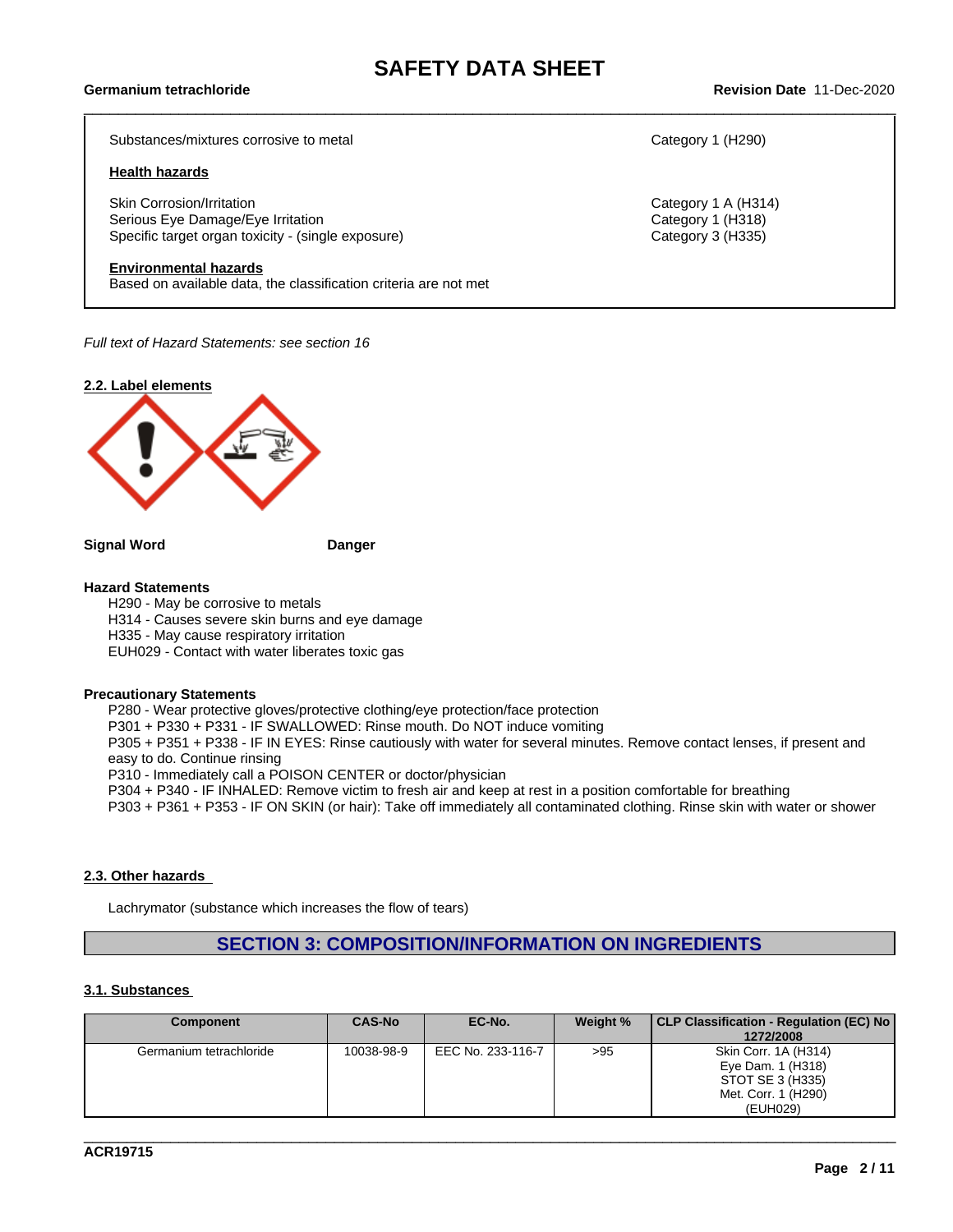| | |
|---|---|
| Substances/mixtures corrosive to metal | Category 1 (H290) |

**Health hazards**

| | |
|---|---|
| Skin Corrosion/Irritation | Category 1 A (H314) |
| Serious Eye Damage/Eye Irritation | Category 1 (H318) |
| Specific target organ toxicity - (single exposure) | Category 3 (H335) |

**Environmental hazards**

Based on available data, the classification criteria are not met

*Full text of Hazard Statements: see section 16*

### 2.2. Label elements

**Signal Word** **Danger**

**Hazard Statements**

H290 - May be corrosive to metals
H314 - Causes severe skin burns and eye damage
H335 - May cause respiratory irritation
EUH029 - Contact with water liberates toxic gas

**Precautionary Statements**

P280 - Wear protective gloves/protective clothing/eye protection/face protection
P301 + P330 + P331 - IF SWALLOWED: Rinse mouth. Do NOT induce vomiting
P305 + P351 + P338 - IF IN EYES: Rinse cautiously with water for several minutes. Remove contact lenses, if present and easy to do. Continue rinsing
P310 - Immediately call a POISON CENTER or doctor/physician
P304 + P340 - IF INHALED: Remove victim to fresh air and keep at rest in a position comfortable for breathing
P303 + P361 + P353 - IF ON SKIN (or hair): Take off immediately all contaminated clothing. Rinse skin with water or shower

### 2.3. Other hazards

Lachrymator (substance which increases the flow of tears)

## SECTION 3: COMPOSITION/INFORMATION ON INGREDIENTS

### 3.1. Substances

| Component | CAS-No | EC-No. | Weight % | CLP Classification - Regulation (EC) No 1272/2008 |
|---|---|---|---|---|
| Germanium tetrachloride | 10038-98-9 | EEC No. 233-116-7 | >95 | Skin Corr. 1A (H314)<br>Eye Dam. 1 (H318)<br>STOT SE 3 (H335)<br>Met. Corr. 1 (H290)<br>(EUH029) |

ACR19715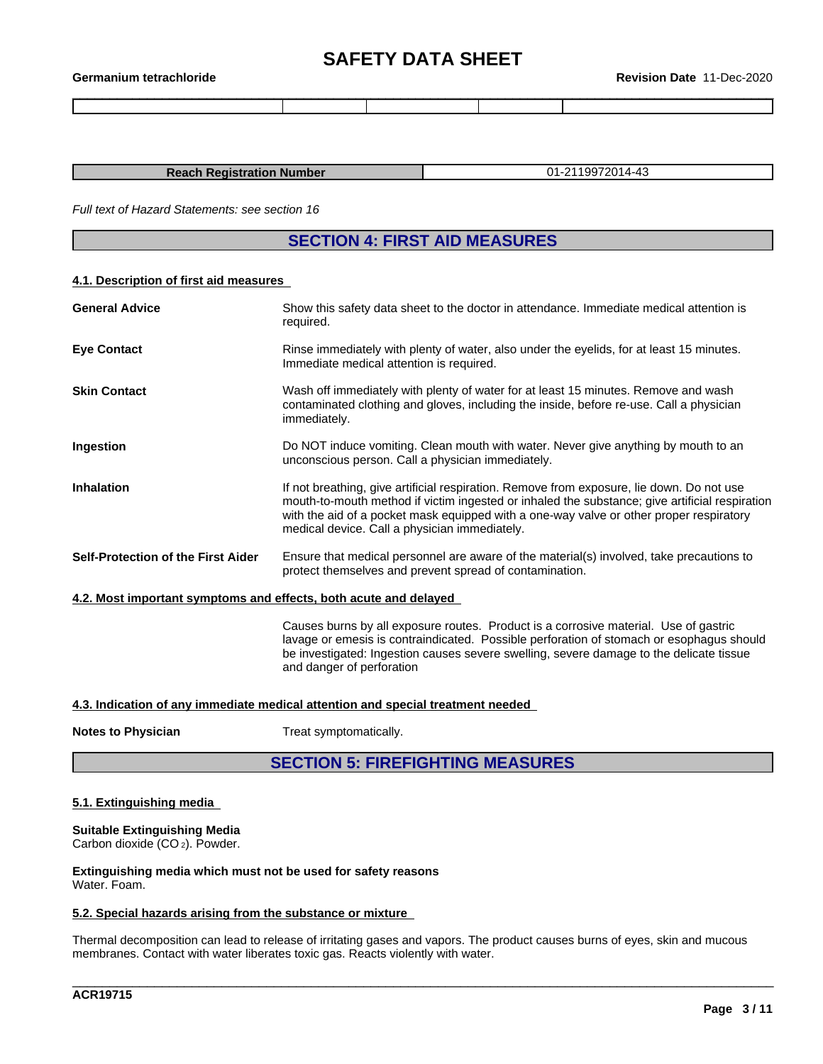| | | | | |
|---|---|---|---|---|
| | | | | |

| Reach Registration Number | 01-2119972014-43 |
|---|---|

*Full text of Hazard Statements: see section 16*

## SECTION 4: FIRST AID MEASURES

### 4.1. Description of first aid measures

**General Advice**
Show this safety data sheet to the doctor in attendance. Immediate medical attention is required.

**Eye Contact**
Rinse immediately with plenty of water, also under the eyelids, for at least 15 minutes. Immediate medical attention is required.

**Skin Contact**
Wash off immediately with plenty of water for at least 15 minutes. Remove and wash contaminated clothing and gloves, including the inside, before re-use. Call a physician immediately.

**Ingestion**
Do NOT induce vomiting. Clean mouth with water. Never give anything by mouth to an unconscious person. Call a physician immediately.

**Inhalation**
If not breathing, give artificial respiration. Remove from exposure, lie down. Do not use mouth-to-mouth method if victim ingested or inhaled the substance; give artificial respiration with the aid of a pocket mask equipped with a one-way valve or other proper respiratory medical device. Call a physician immediately.

**Self-Protection of the First Aider**
Ensure that medical personnel are aware of the material(s) involved, take precautions to protect themselves and prevent spread of contamination.

### 4.2. Most important symptoms and effects, both acute and delayed

Causes burns by all exposure routes. Product is a corrosive material. Use of gastric lavage or emesis is contraindicated. Possible perforation of stomach or esophagus should be investigated: Ingestion causes severe swelling, severe damage to the delicate tissue and danger of perforation

### 4.3. Indication of any immediate medical attention and special treatment needed

**Notes to Physician**
Treat symptomatically.

## SECTION 5: FIREFIGHTING MEASURES

### 5.1. Extinguishing media

**Suitable Extinguishing Media**
Carbon dioxide ($CO_2$). Powder.

**Extinguishing media which must not be used for safety reasons**
Water. Foam.

### 5.2. Special hazards arising from the substance or mixture

Thermal decomposition can lead to release of irritating gases and vapors. The product causes burns of eyes, skin and mucous membranes. Contact with water liberates toxic gas. Reacts violently with water.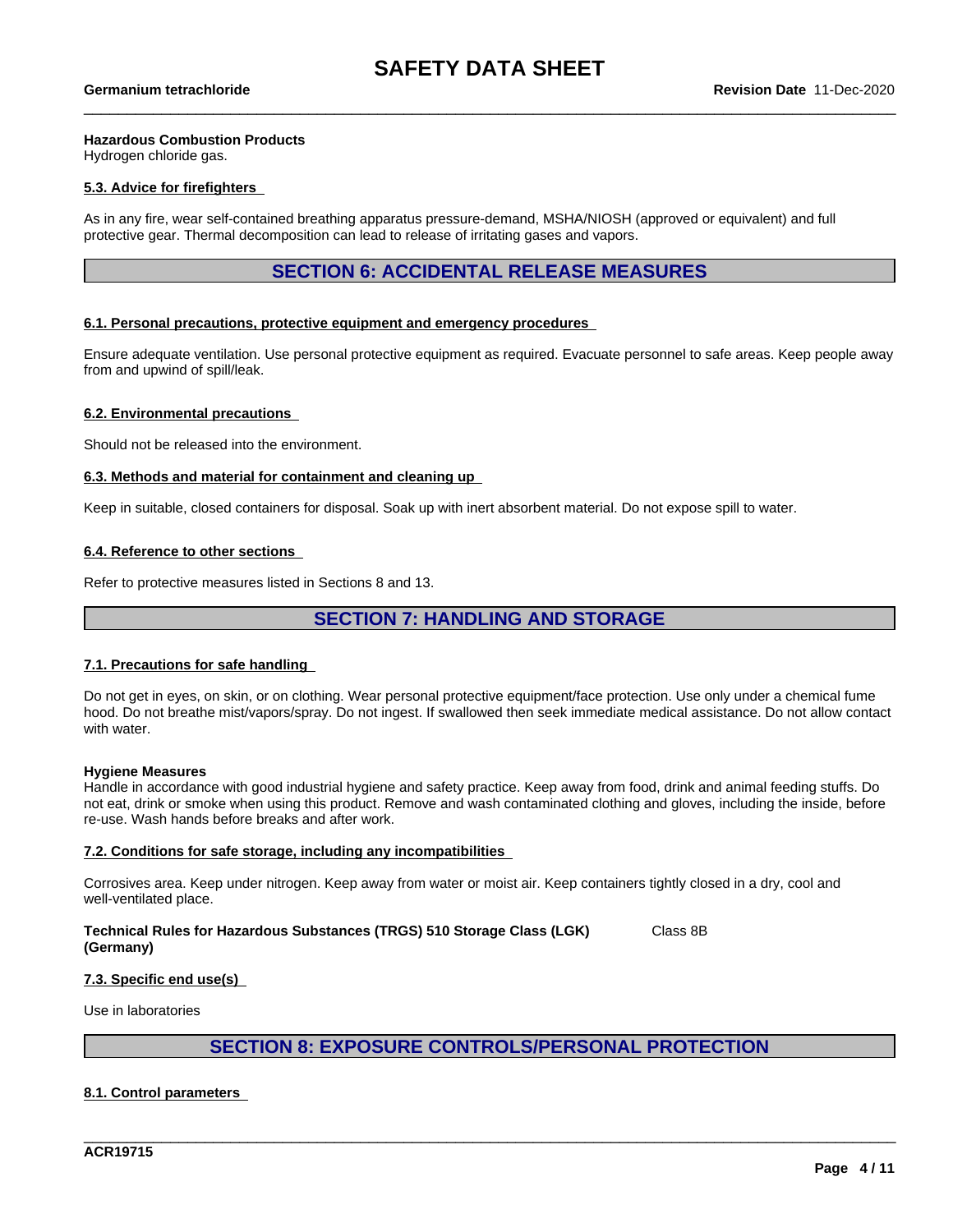**Hazardous Combustion Products**
Hydrogen chloride gas.

### 5.3. Advice for firefighters

As in any fire, wear self-contained breathing apparatus pressure-demand, MSHA/NIOSH (approved or equivalent) and full protective gear. Thermal decomposition can lead to release of irritating gases and vapors.

## SECTION 6: ACCIDENTAL RELEASE MEASURES

### 6.1. Personal precautions, protective equipment and emergency procedures

Ensure adequate ventilation. Use personal protective equipment as required. Evacuate personnel to safe areas. Keep people away from and upwind of spill/leak.

### 6.2. Environmental precautions

Should not be released into the environment.

### 6.3. Methods and material for containment and cleaning up

Keep in suitable, closed containers for disposal. Soak up with inert absorbent material. Do not expose spill to water.

### 6.4. Reference to other sections

Refer to protective measures listed in Sections 8 and 13.

## SECTION 7: HANDLING AND STORAGE

### 7.1. Precautions for safe handling

Do not get in eyes, on skin, or on clothing. Wear personal protective equipment/face protection. Use only under a chemical fume hood. Do not breathe mist/vapors/spray. Do not ingest. If swallowed then seek immediate medical assistance. Do not allow contact with water.

**Hygiene Measures**
Handle in accordance with good industrial hygiene and safety practice. Keep away from food, drink and animal feeding stuffs. Do not eat, drink or smoke when using this product. Remove and wash contaminated clothing and gloves, including the inside, before re-use. Wash hands before breaks and after work.

### 7.2. Conditions for safe storage, including any incompatibilities

Corrosives area. Keep under nitrogen. Keep away from water or moist air. Keep containers tightly closed in a dry, cool and well-ventilated place.

**Technical Rules for Hazardous Substances (TRGS) 510 Storage Class (LGK) (Germany)** Class 8B

### 7.3. Specific end use(s)

Use in laboratories

## SECTION 8: EXPOSURE CONTROLS/PERSONAL PROTECTION

### 8.1. Control parameters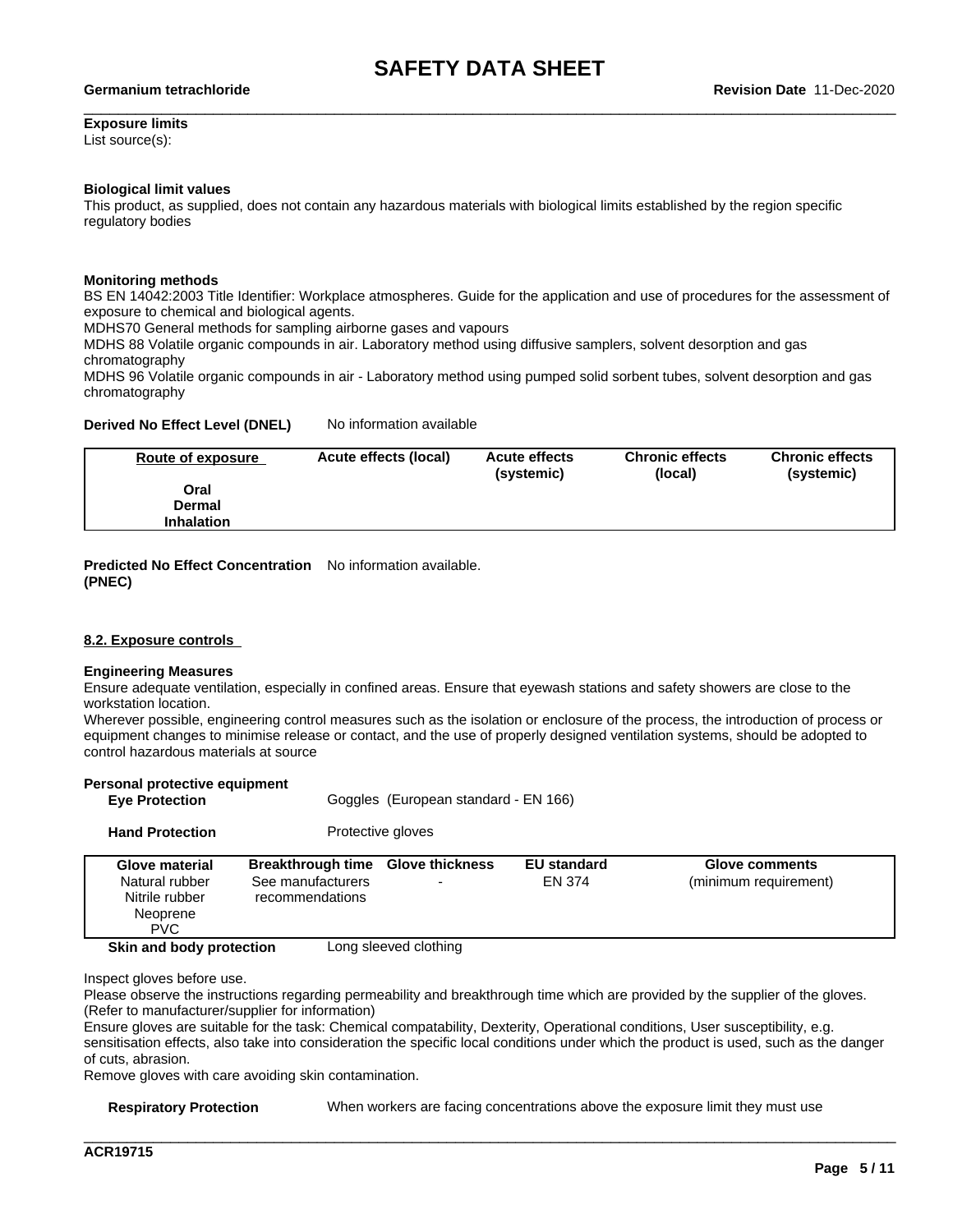**Exposure limits**
List source(s):

**Biological limit values**
This product, as supplied, does not contain any hazardous materials with biological limits established by the region specific regulatory bodies

**Monitoring methods**
BS EN 14042:2003 Title Identifier: Workplace atmospheres. Guide for the application and use of procedures for the assessment of exposure to chemical and biological agents.
MDHS70 General methods for sampling airborne gases and vapours
MDHS 88 Volatile organic compounds in air. Laboratory method using diffusive samplers, solvent desorption and gas chromatography
MDHS 96 Volatile organic compounds in air - Laboratory method using pumped solid sorbent tubes, solvent desorption and gas chromatography

**Derived No Effect Level (DNEL)** No information available

| Route of exposure | Acute effects (local) | Acute effects (systemic) | Chronic effects (local) | Chronic effects (systemic) |
|---|---|---|---|---|
| Oral | | | | |
| Dermal | | | | |
| Inhalation | | | | |

**Predicted No Effect Concentration (PNEC)** No information available.

### 8.2. Exposure controls

**Engineering Measures**
Ensure adequate ventilation, especially in confined areas. Ensure that eyewash stations and safety showers are close to the workstation location.
Wherever possible, engineering control measures such as the isolation or enclosure of the process, the introduction of process or equipment changes to minimise release or contact, and the use of properly designed ventilation systems, should be adopted to control hazardous materials at source

**Personal protective equipment**

**Eye Protection** Goggles (European standard - EN 166)

**Hand Protection** Protective gloves

| Glove material | Breakthrough time | Glove thickness | EU standard | Glove comments |
|---|---|---|---|---|
| Natural rubber<br>Nitrile rubber<br>Neoprene<br>PVC | See manufacturers recommendations | - | EN 374 | (minimum requirement) |

**Skin and body protection** Long sleeved clothing

Inspect gloves before use.
Please observe the instructions regarding permeability and breakthrough time which are provided by the supplier of the gloves. (Refer to manufacturer/supplier for information)
Ensure gloves are suitable for the task: Chemical compatability, Dexterity, Operational conditions, User susceptibility, e.g. sensitisation effects, also take into consideration the specific local conditions under which the product is used, such as the danger of cuts, abrasion.
Remove gloves with care avoiding skin contamination.

**Respiratory Protection** When workers are facing concentrations above the exposure limit they must use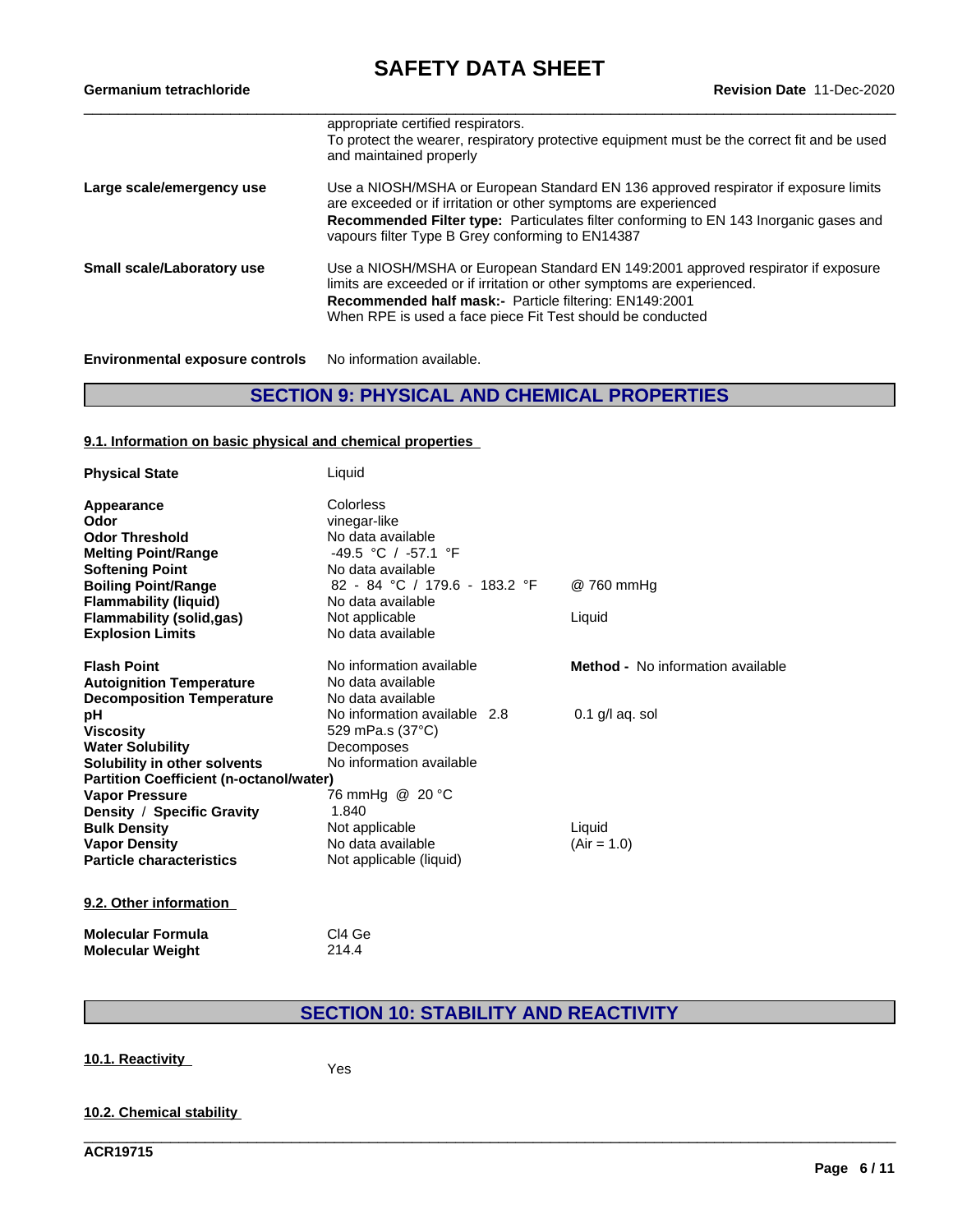| | |
|---|---|
| | appropriate certified respirators.<br>To protect the wearer, respiratory protective equipment must be the correct fit and be used and maintained properly |
| **Large scale/emergency use** | Use a NIOSH/MSHA or European Standard EN 136 approved respirator if exposure limits are exceeded or if irritation or other symptoms are experienced<br>**Recommended Filter type:** Particulates filter conforming to EN 143 Inorganic gases and vapours filter Type B Grey conforming to EN14387 |
| **Small scale/Laboratory use** | Use a NIOSH/MSHA or European Standard EN 149:2001 approved respirator if exposure limits are exceeded or if irritation or other symptoms are experienced.<br>**Recommended half mask:-** Particle filtering: EN149:2001<br>When RPE is used a face piece Fit Test should be conducted |

**Environmental exposure controls** No information available.

## SECTION 9: PHYSICAL AND CHEMICAL PROPERTIES

### 9.1. Information on basic physical and chemical properties

| | | |
|---|---|---|
| **Physical State** | Liquid | |
| **Appearance** | Colorless | |
| **Odor** | vinegar-like | |
| **Odor Threshold** | No data available | |
| **Melting Point/Range** | -49.5 °C / -57.1 °F | |
| **Softening Point** | No data available | |
| **Boiling Point/Range** | 82 - 84 °C / 179.6 - 183.2 °F | @ 760 mmHg |
| **Flammability (liquid)** | No data available | |
| **Flammability (solid,gas)** | Not applicable | Liquid |
| **Explosion Limits** | No data available | |
| **Flash Point** | No information available | **Method -** No information available |
| **Autoignition Temperature** | No data available | |
| **Decomposition Temperature** | No data available | |
| **pH** | No information available 2.8 | 0.1 g/l aq. sol |
| **Viscosity** | 529 mPa.s (37°C) | |
| **Water Solubility** | Decomposes | |
| **Solubility in other solvents** | No information available | |
| **Partition Coefficient (n-octanol/water)** | | |
| **Vapor Pressure** | 76 mmHg @ 20 °C | |
| **Density / Specific Gravity** | 1.840 | |
| **Bulk Density** | Not applicable | Liquid |
| **Vapor Density** | No data available | (Air = 1.0) |
| **Particle characteristics** | Not applicable (liquid) | |

### 9.2. Other information

| | |
|---|---|
| **Molecular Formula** | Cl4 Ge |
| **Molecular Weight** | 214.4 |

## SECTION 10: STABILITY AND REACTIVITY

### 10.1. Reactivity

Yes

### 10.2. Chemical stability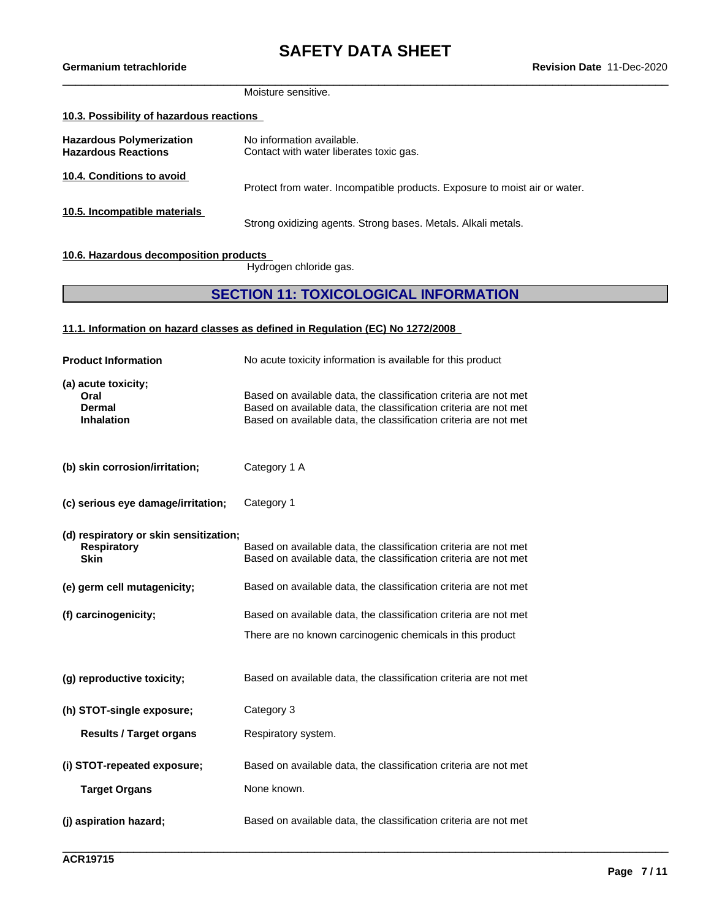Moisture sensitive.

**10.3. Possibility of hazardous reactions**

| | |
|---|---|
| **Hazardous Polymerization** | No information available. |
| **Hazardous Reactions** | Contact with water liberates toxic gas. |

**10.4. Conditions to avoid**

Protect from water. Incompatible products. Exposure to moist air or water.

**10.5. Incompatible materials**

Strong oxidizing agents. Strong bases. Metals. Alkali metals.

**10.6. Hazardous decomposition products**

Hydrogen chloride gas.

## SECTION 11: TOXICOLOGICAL INFORMATION

**11.1. Information on hazard classes as defined in Regulation (EC) No 1272/2008**

| | |
|---|---|
| **Product Information** | No acute toxicity information is available for this product |
| **(a) acute toxicity;** | |
| **Oral** | Based on available data, the classification criteria are not met |
| **Dermal** | Based on available data, the classification criteria are not met |
| **Inhalation** | Based on available data, the classification criteria are not met |
| **(b) skin corrosion/irritation;** | Category 1 A |
| **(c) serious eye damage/irritation;** | Category 1 |
| **(d) respiratory or skin sensitization;** | |
| **Respiratory** | Based on available data, the classification criteria are not met |
| **Skin** | Based on available data, the classification criteria are not met |
| **(e) germ cell mutagenicity;** | Based on available data, the classification criteria are not met |
| **(f) carcinogenicity;** | Based on available data, the classification criteria are not met<br>There are no known carcinogenic chemicals in this product |
| **(g) reproductive toxicity;** | Based on available data, the classification criteria are not met |
| **(h) STOT-single exposure;** | Category 3 |
| **Results / Target organs** | Respiratory system. |
| **(i) STOT-repeated exposure;** | Based on available data, the classification criteria are not met |
| **Target Organs** | None known. |
| **(j) aspiration hazard;** | Based on available data, the classification criteria are not met |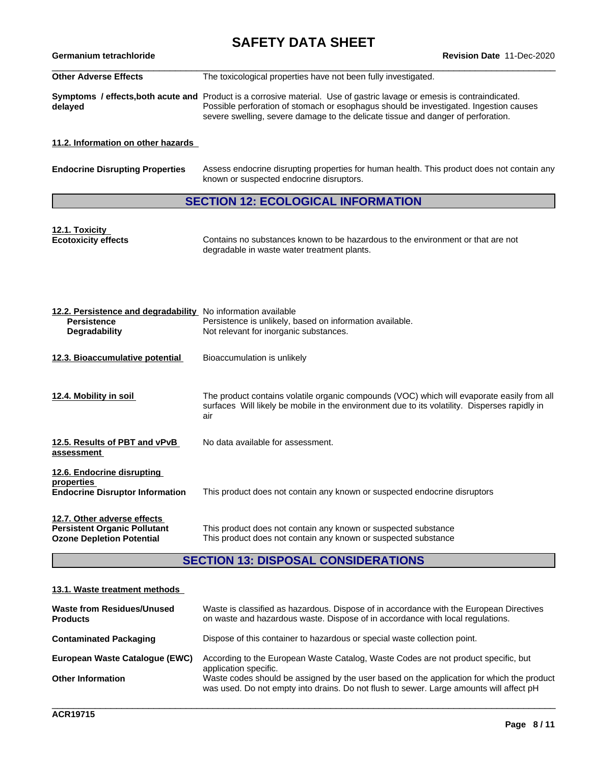**Other Adverse Effects** The toxicological properties have not been fully investigated.

**Symptoms / effects,both acute and delayed** Product is a corrosive material. Use of gastric lavage or emesis is contraindicated. Possible perforation of stomach or esophagus should be investigated. Ingestion causes severe swelling, severe damage to the delicate tissue and danger of perforation.

**11.2. Information on other hazards**

**Endocrine Disrupting Properties** Assess endocrine disrupting properties for human health. This product does not contain any known or suspected endocrine disruptors.

## SECTION 12: ECOLOGICAL INFORMATION

**12.1. Toxicity**

**Ecotoxicity effects** Contains no substances known to be hazardous to the environment or that are not degradable in waste water treatment plants.

**12.2. Persistence and degradability** No information available

**Persistence** Persistence is unlikely, based on information available.

**Degradability** Not relevant for inorganic substances.

**12.3. Bioaccumulative potential** Bioaccumulation is unlikely

**12.4. Mobility in soil** The product contains volatile organic compounds (VOC) which will evaporate easily from all surfaces Will likely be mobile in the environment due to its volatility. Disperses rapidly in air

**12.5. Results of PBT and vPvB assessment** No data available for assessment.

**12.6. Endocrine disrupting properties**

**Endocrine Disruptor Information** This product does not contain any known or suspected endocrine disruptors

**12.7. Other adverse effects**

**Persistent Organic Pollutant** This product does not contain any known or suspected substance

**Ozone Depletion Potential** This product does not contain any known or suspected substance

## SECTION 13: DISPOSAL CONSIDERATIONS

**13.1. Waste treatment methods**

**Waste from Residues/Unused Products** Waste is classified as hazardous. Dispose of in accordance with the European Directives on waste and hazardous waste. Dispose of in accordance with local regulations.

**Contaminated Packaging** Dispose of this container to hazardous or special waste collection point.

**European Waste Catalogue (EWC)** According to the European Waste Catalog, Waste Codes are not product specific, but application specific.

**Other Information** Waste codes should be assigned by the user based on the application for which the product was used. Do not empty into drains. Do not flush to sewer. Large amounts will affect pH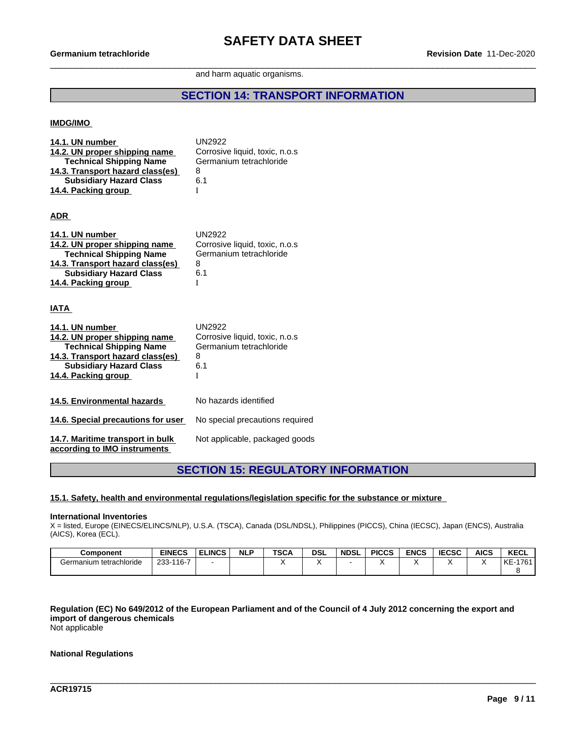and harm aquatic organisms.

## SECTION 14: TRANSPORT INFORMATION

### IMDG/IMO

| | |
|---|---|
| **14.1. UN number** | UN2922 |
| **14.2. UN proper shipping name** | Corrosive liquid, toxic, n.o.s |
| **Technical Shipping Name** | Germanium tetrachloride |
| **14.3. Transport hazard class(es)** | 8 |
| **Subsidiary Hazard Class** | 6.1 |
| **14.4. Packing group** | I |

### ADR

| | |
|---|---|
| **14.1. UN number** | UN2922 |
| **14.2. UN proper shipping name** | Corrosive liquid, toxic, n.o.s |
| **Technical Shipping Name** | Germanium tetrachloride |
| **14.3. Transport hazard class(es)** | 8 |
| **Subsidiary Hazard Class** | 6.1 |
| **14.4. Packing group** | I |

### IATA

| | |
|---|---|
| **14.1. UN number** | UN2922 |
| **14.2. UN proper shipping name** | Corrosive liquid, toxic, n.o.s |
| **Technical Shipping Name** | Germanium tetrachloride |
| **14.3. Transport hazard class(es)** | 8 |
| **Subsidiary Hazard Class** | 6.1 |
| **14.4. Packing group** | I |

| | |
|---|---|
| **14.5. Environmental hazards** | No hazards identified |
| **14.6. Special precautions for user** | No special precautions required |
| **14.7. Maritime transport in bulk according to IMO instruments** | Not applicable, packaged goods |

## SECTION 15: REGULATORY INFORMATION

**15.1. Safety, health and environmental regulations/legislation specific for the substance or mixture**

**International Inventories**
X = listed, Europe (EINECS/ELINCS/NLP), U.S.A. (TSCA), Canada (DSL/NDSL), Philippines (PICCS), China (IECSC), Japan (ENCS), Australia (AICS), Korea (ECL).

| Component | EINECS | ELINCS | NLP | TSCA | DSL | NDSL | PICCS | ENCS | IECSC | AICS | KECL |
|---|---|---|---|---|---|---|---|---|---|---|---|
| Germanium tetrachloride | 233-116-7 | - | | X | X | - | X | X | X | X | KE-17618 |

**Regulation (EC) No 649/2012 of the European Parliament and of the Council of 4 July 2012 concerning the export and import of dangerous chemicals**
Not applicable

**National Regulations**

ACR19715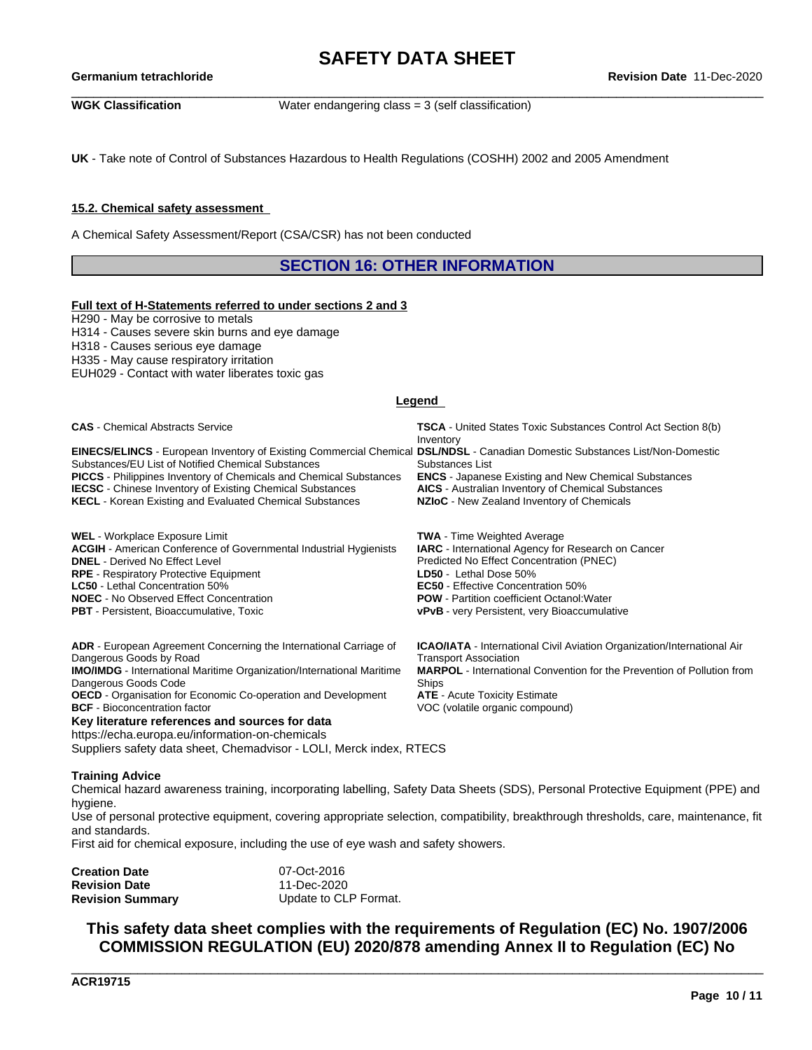**WGK Classification** Water endangering class = 3 (self classification)

**UK** - Take note of Control of Substances Hazardous to Health Regulations (COSHH) 2002 and 2005 Amendment

### 15.2. Chemical safety assessment

A Chemical Safety Assessment/Report (CSA/CSR) has not been conducted

## SECTION 16: OTHER INFORMATION

**Full text of H-Statements referred to under sections 2 and 3**

H290 - May be corrosive to metals
H314 - Causes severe skin burns and eye damage
H318 - Causes serious eye damage
H335 - May cause respiratory irritation
EUH029 - Contact with water liberates toxic gas

**Legend**

**CAS** - Chemical Abstracts Service
**EINECS/ELINCS** - European Inventory of Existing Commercial Chemical Substances/EU List of Notified Chemical Substances
**PICCS** - Philippines Inventory of Chemicals and Chemical Substances
**IECSC** - Chinese Inventory of Existing Chemical Substances
**KECL** - Korean Existing and Evaluated Chemical Substances
**TSCA** - United States Toxic Substances Control Act Section 8(b) Inventory
**DSL/NDSL** - Canadian Domestic Substances List/Non-Domestic Substances List
**ENCS** - Japanese Existing and New Chemical Substances
**AICS** - Australian Inventory of Chemical Substances
**NZIoC** - New Zealand Inventory of Chemicals

**WEL** - Workplace Exposure Limit
**ACGIH** - American Conference of Governmental Industrial Hygienists
**DNEL** - Derived No Effect Level
**RPE** - Respiratory Protective Equipment
**LC50** - Lethal Concentration 50%
**NOEC** - No Observed Effect Concentration
**PBT** - Persistent, Bioaccumulative, Toxic
**TWA** - Time Weighted Average
**IARC** - International Agency for Research on Cancer
Predicted No Effect Concentration (PNEC)
**LD50** - Lethal Dose 50%
**EC50** - Effective Concentration 50%
**POW** - Partition coefficient Octanol:Water
**vPvB** - very Persistent, very Bioaccumulative

**ADR** - European Agreement Concerning the International Carriage of Dangerous Goods by Road
**IMO/IMDG** - International Maritime Organization/International Maritime Dangerous Goods Code
**OECD** - Organisation for Economic Co-operation and Development
**BCF** - Bioconcentration factor
**ICAO/IATA** - International Civil Aviation Organization/International Air Transport Association
**MARPOL** - International Convention for the Prevention of Pollution from Ships
**ATE** - Acute Toxicity Estimate
VOC (volatile organic compound)

**Key literature references and sources for data**
https://echa.europa.eu/information-on-chemicals
Suppliers safety data sheet, Chemadvisor - LOLI, Merck index, RTECS

**Training Advice**
Chemical hazard awareness training, incorporating labelling, Safety Data Sheets (SDS), Personal Protective Equipment (PPE) and hygiene.
Use of personal protective equipment, covering appropriate selection, compatibility, breakthrough thresholds, care, maintenance, fit and standards.
First aid for chemical exposure, including the use of eye wash and safety showers.

**Creation Date** 07-Oct-2016
**Revision Date** 11-Dec-2020
**Revision Summary** Update to CLP Format.

**This safety data sheet complies with the requirements of Regulation (EC) No. 1907/2006 COMMISSION REGULATION (EU) 2020/878 amending Annex II to Regulation (EC) No**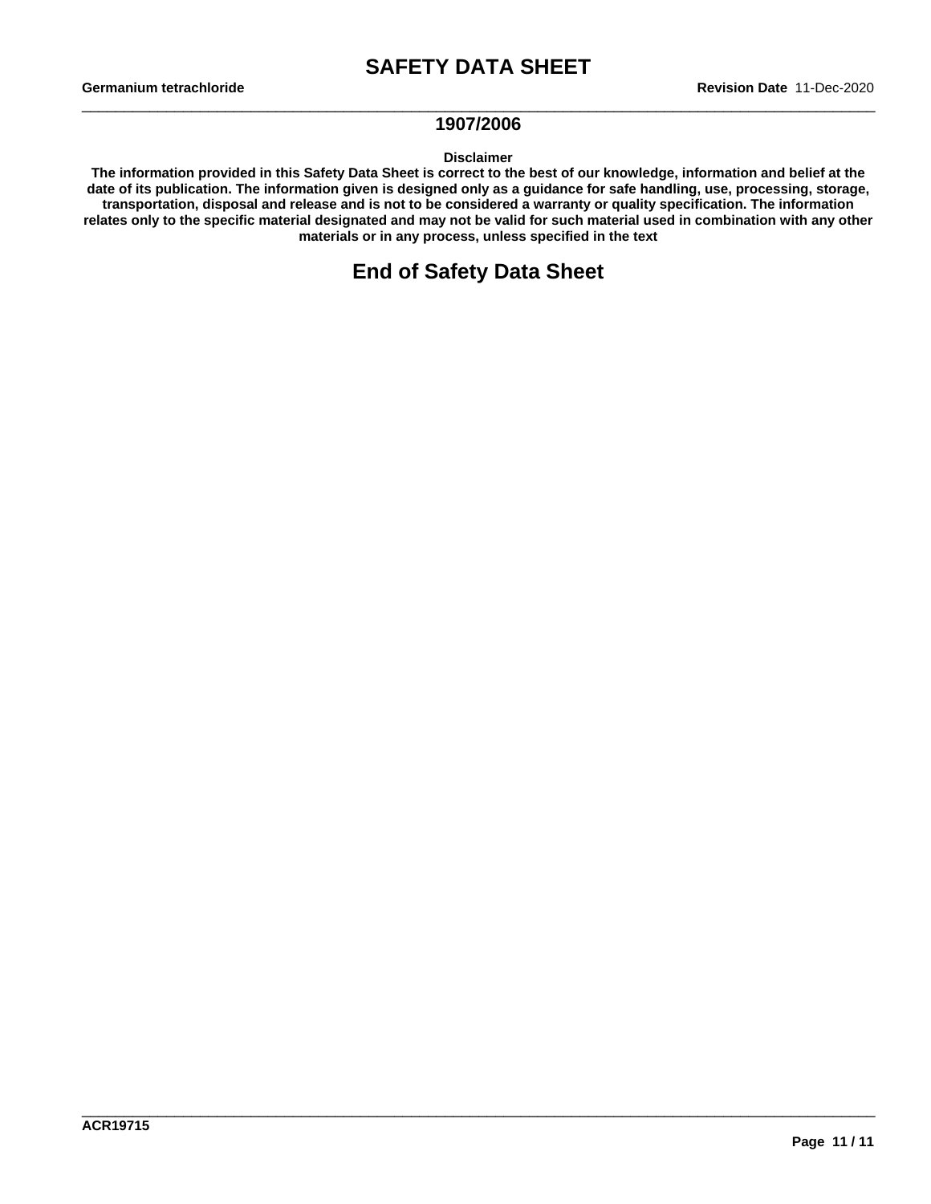**1907/2006**

**Disclaimer**

**The information provided in this Safety Data Sheet is correct to the best of our knowledge, information and belief at the date of its publication. The information given is designed only as a guidance for safe handling, use, processing, storage, transportation, disposal and release and is not to be considered a warranty or quality specification. The information relates only to the specific material designated and may not be valid for such material used in combination with any other materials or in any process, unless specified in the text**

## End of Safety Data Sheet